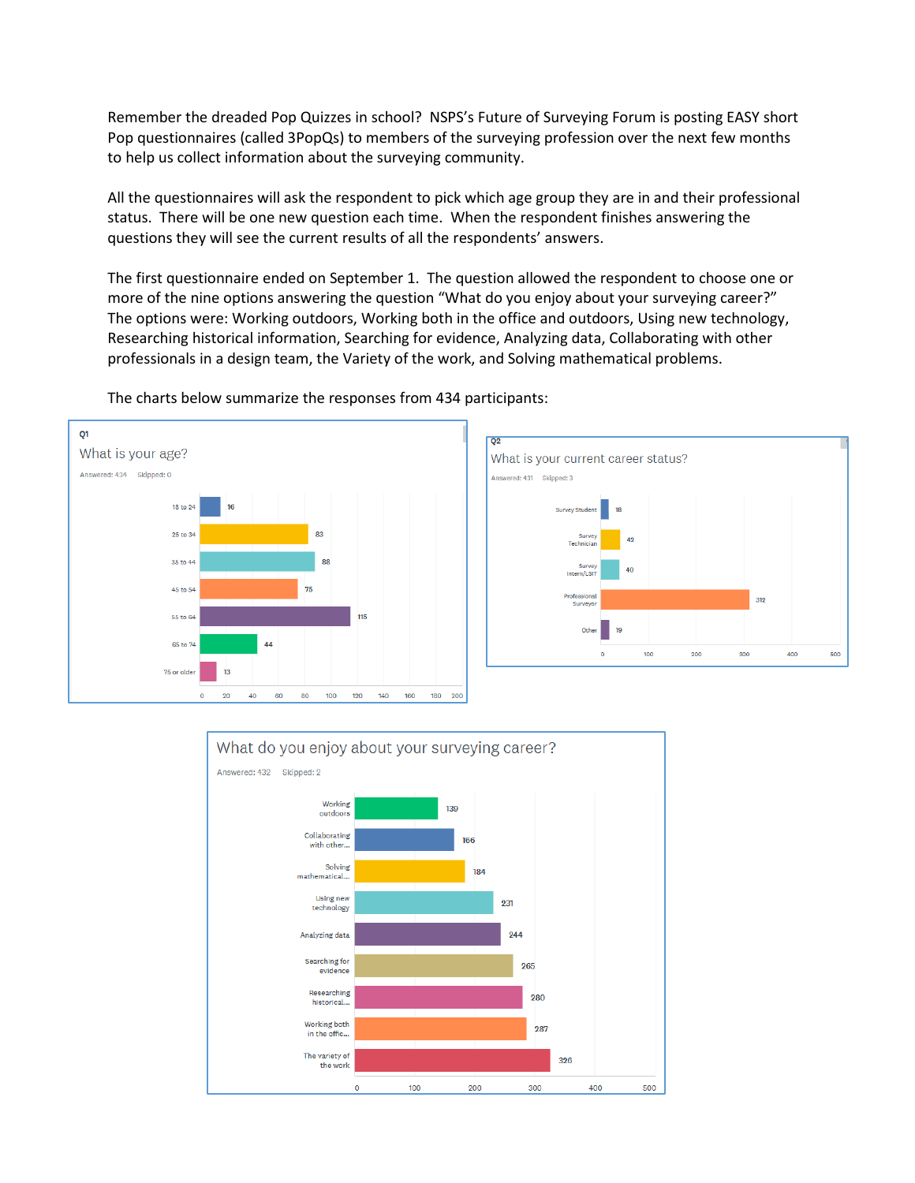Remember the dreaded Pop Quizzes in school? NSPS's Future of Surveying Forum is posting EASY short Pop questionnaires (called 3PopQs) to members of the surveying profession over the next few months to help us collect information about the surveying community.

All the questionnaires will ask the respondent to pick which age group they are in and their professional status. There will be one new question each time. When the respondent finishes answering the questions they will see the current results of all the respondents' answers.

The first questionnaire ended on September 1. The question allowed the respondent to choose one or more of the nine options answering the question "What do you enjoy about your surveying career?" The options were: Working outdoors, Working both in the office and outdoors, Using new technology, Researching historical information, Searching for evidence, Analyzing data, Collaborating with other professionals in a design team, the Variety of the work, and Solving mathematical problems.

The charts below summarize the responses from 434 participants:

**Q1**

**What is your age?**

Answered: 434 Skipped: 0

| Age | Responses |
|---|---|
| 18 to 24 | 16 |
| 25 to 34 | 83 |
| 35 to 44 | 88 |
| 45 to 54 | 75 |
| 55 to 64 | 115 |
| 65 to 74 | 44 |
| 75 or older | 13 |

**Q2**

**What is your current career status?**

Answered: 431 Skipped: 3

| Career Status | Responses |
|---|---|
| Survey Student | 18 |
| Survey Technician | 42 |
| Survey Intern/LSIT | 40 |
| Professional Surveyor | 312 |
| Other | 19 |

**What do you enjoy about your surveying career?**

Answered: 432 Skipped: 2

| Option | Responses |
|---|---|
| Working outdoors | 139 |
| Collaborating with other... | 166 |
| Solving mathematical... | 184 |
| Using new technology | 231 |
| Analyzing data | 244 |
| Searching for evidence | 265 |
| Researching historical... | 280 |
| Working both in the offic... | 287 |
| The variety of the work | 326 |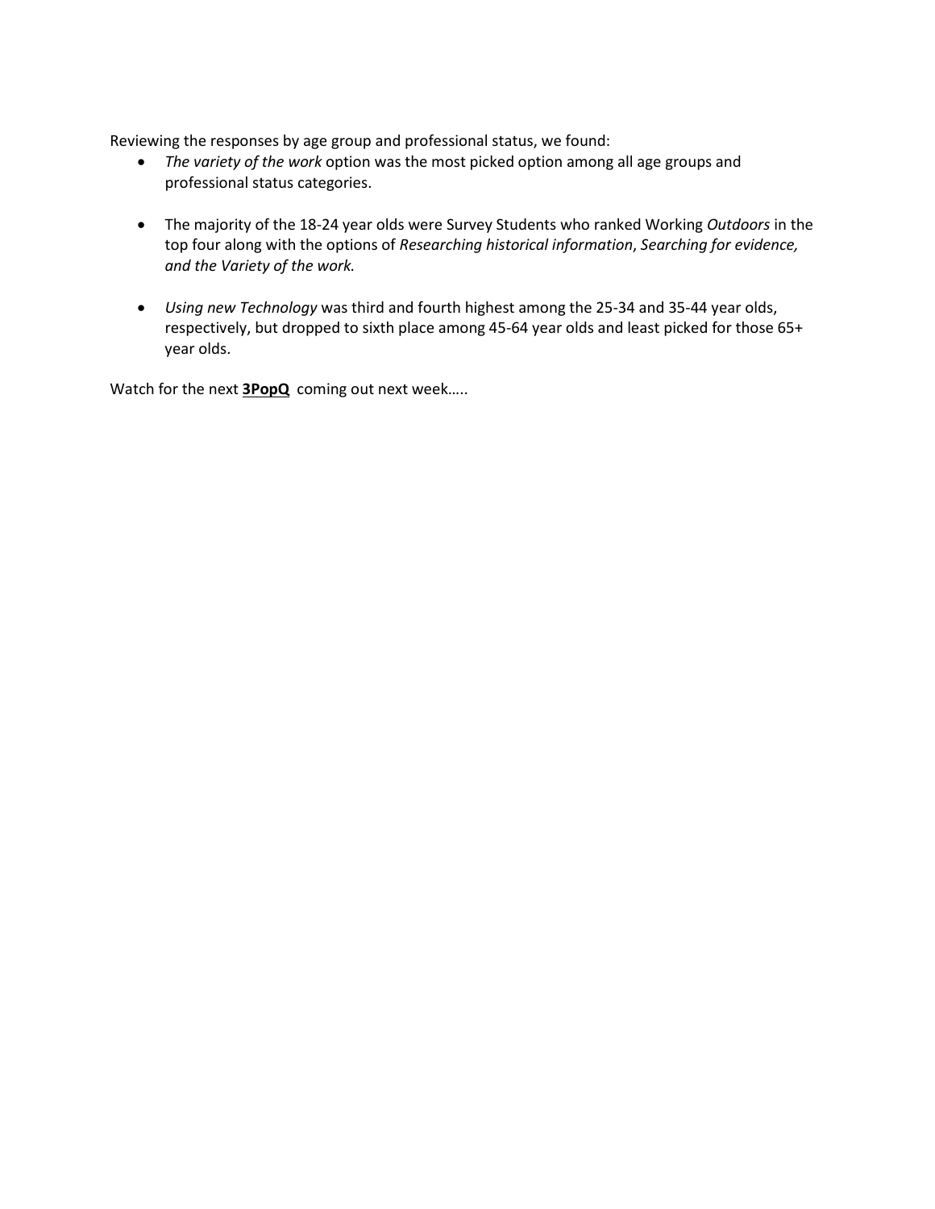Reviewing the responses by age group and professional status, we found:

- *The variety of the work* option was the most picked option among all age groups and professional status categories.

- The majority of the 18-24 year olds were Survey Students who ranked Working *Outdoors* in the top four along with the options of *Researching historical information*, *Searching for evidence, and the Variety of the work.*

- *Using new Technology* was third and fourth highest among the 25-34 and 35-44 year olds, respectively, but dropped to sixth place among 45-64 year olds and least picked for those 65+ year olds.

Watch for the next **3PopQ** coming out next week…..